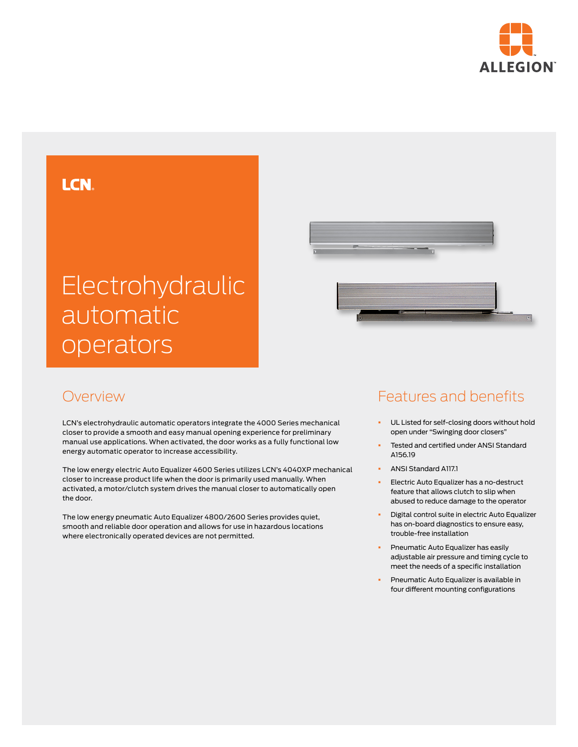ALLEGION

LCN

# Electrohydraulic automatic operators

## Overview

LCN's electrohydraulic automatic operators integrate the 4000 Series mechanical closer to provide a smooth and easy manual opening experience for preliminary manual use applications. When activated, the door works as a fully functional low energy automatic operator to increase accessibility.

The low energy electric Auto Equalizer 4600 Series utilizes LCN's 4040XP mechanical closer to increase product life when the door is primarily used manually. When activated, a motor/clutch system drives the manual closer to automatically open the door.

The low energy pneumatic Auto Equalizer 4800/2600 Series provides quiet, smooth and reliable door operation and allows for use in hazardous locations where electronically operated devices are not permitted.

## Features and benefits

- UL Listed for self-closing doors without hold open under "Swinging door closers"
- Tested and certified under ANSI Standard A156.19
- ANSI Standard A117.1
- Electric Auto Equalizer has a no-destruct feature that allows clutch to slip when abused to reduce damage to the operator
- Digital control suite in electric Auto Equalizer has on-board diagnostics to ensure easy, trouble-free installation
- Pneumatic Auto Equalizer has easily adjustable air pressure and timing cycle to meet the needs of a specific installation
- Pneumatic Auto Equalizer is available in four different mounting configurations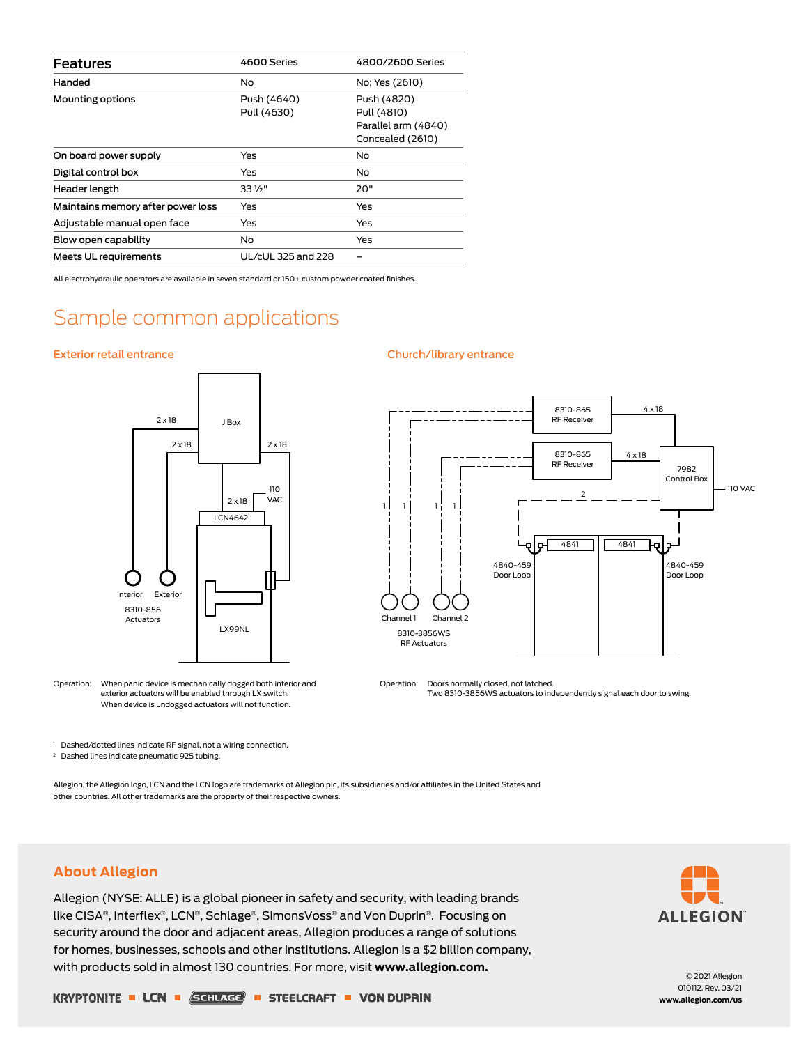| Features | 4600 Series | 4800/2600 Series |
|---|---|---|
| Handed | No | No; Yes (2610) |
| Mounting options | Push (4640)<br>Pull (4630) | Push (4820)<br>Pull (4810)<br>Parallel arm (4840)<br>Concealed (2610) |
| On board power supply | Yes | No |
| Digital control box | Yes | No |
| Header length | 33 ½" | 20" |
| Maintains memory after power loss | Yes | Yes |
| Adjustable manual open face | Yes | Yes |
| Blow open capability | No | Yes |
| Meets UL requirements | UL/cUL 325 and 228 | – |

All electrohydraulic operators are available in seven standard or 150+ custom powder coated finishes.

## Sample common applications

### Exterior retail entrance

2 x 18
2 x 18
J Box
2 x 18
110 VAC
2 x 18
LCN4642
Interior
Exterior
8310-856 Actuators
LX99NL

Operation: When panic device is mechanically dogged both interior and exterior actuators will be enabled through LX switch. When device is undogged actuators will not function.

### Church/library entrance

8310-865 RF Receiver
4 x 18
8310-865 RF Receiver
4 x 18
7982 Control Box
110 VAC
2
1 1 1 1
4841
4841
4840-459 Door Loop
4840-459 Door Loop
Channel 1
Channel 2
8310-3856WS RF Actuators

Operation: Doors normally closed, not latched. Two 8310-3856WS actuators to independently signal each door to swing.

[1] Dashed/dotted lines indicate RF signal, not a wiring connection.
[2] Dashed lines indicate pneumatic 925 tubing.

Allegion, the Allegion logo, LCN and the LCN logo are trademarks of Allegion plc, its subsidiaries and/or affiliates in the United States and other countries. All other trademarks are the property of their respective owners.

## About Allegion

Allegion (NYSE: ALLE) is a global pioneer in safety and security, with leading brands like CISA®, Interflex®, LCN®, Schlage®, SimonsVoss® and Von Duprin®. Focusing on security around the door and adjacent areas, Allegion produces a range of solutions for homes, businesses, schools and other institutions. Allegion is a $2 billion company, with products sold in almost 130 countries. For more, visit **www.allegion.com.**

KRYPTONITE ■ LCN ■ SCHLAGE ■ STEELCRAFT ■ VON DUPRIN

ALLEGION™

© 2021 Allegion
010112, Rev. 03/21
**www.allegion.com/us**